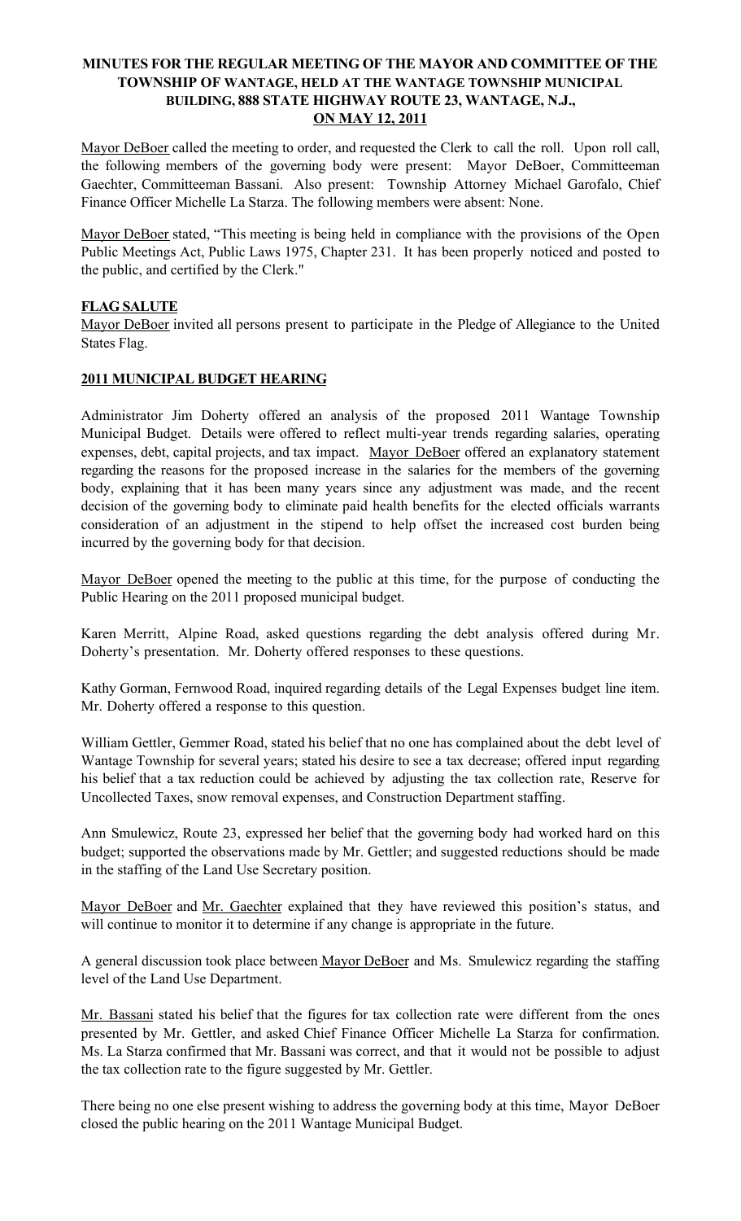# MINUTES FOR THE REGULAR MEETING OF THE MAYOR AND COMMITTEE OF THE TOWNSHIP OF WANTAGE, HELD AT THE WANTAGE TOWNSHIP MUNICIPAL BUILDING, 888 STATE HIGHWAY ROUTE 23, WANTAGE, N.J., ON MAY 12, 2011

Mayor DeBoer called the meeting to order, and requested the Clerk to call the roll. Upon roll call, the following members of the governing body were present: Mayor DeBoer, Committeeman Gaechter, Committeeman Bassani. Also present: Township Attorney Michael Garofalo, Chief Finance Officer Michelle La Starza. The following members were absent: None.

Mayor DeBoer stated, "This meeting is being held in compliance with the provisions of the Open Public Meetings Act, Public Laws 1975, Chapter 231. It has been properly noticed and posted to the public, and certified by the Clerk."

## FLAG SALUTE

Mayor DeBoer invited all persons present to participate in the Pledge of Allegiance to the United States Flag.

## 2011 MUNICIPAL BUDGET HEARING

Administrator Jim Doherty offered an analysis of the proposed 2011 Wantage Township Municipal Budget. Details were offered to reflect multi-year trends regarding salaries, operating expenses, debt, capital projects, and tax impact. Mayor DeBoer offered an explanatory statement regarding the reasons for the proposed increase in the salaries for the members of the governing body, explaining that it has been many years since any adjustment was made, and the recent decision of the governing body to eliminate paid health benefits for the elected officials warrants consideration of an adjustment in the stipend to help offset the increased cost burden being incurred by the governing body for that decision.

Mayor DeBoer opened the meeting to the public at this time, for the purpose of conducting the Public Hearing on the 2011 proposed municipal budget.

Karen Merritt, Alpine Road, asked questions regarding the debt analysis offered during Mr. Doherty's presentation. Mr. Doherty offered responses to these questions.

Kathy Gorman, Fernwood Road, inquired regarding details of the Legal Expenses budget line item. Mr. Doherty offered a response to this question.

William Gettler, Gemmer Road, stated his belief that no one has complained about the debt level of Wantage Township for several years; stated his desire to see a tax decrease; offered input regarding his belief that a tax reduction could be achieved by adjusting the tax collection rate, Reserve for Uncollected Taxes, snow removal expenses, and Construction Department staffing.

Ann Smulewicz, Route 23, expressed her belief that the governing body had worked hard on this budget; supported the observations made by Mr. Gettler; and suggested reductions should be made in the staffing of the Land Use Secretary position.

Mayor DeBoer and Mr. Gaechter explained that they have reviewed this position's status, and will continue to monitor it to determine if any change is appropriate in the future.

A general discussion took place between Mayor DeBoer and Ms. Smulewicz regarding the staffing level of the Land Use Department.

Mr. Bassani stated his belief that the figures for tax collection rate were different from the ones presented by Mr. Gettler, and asked Chief Finance Officer Michelle La Starza for confirmation. Ms. La Starza confirmed that Mr. Bassani was correct, and that it would not be possible to adjust the tax collection rate to the figure suggested by Mr. Gettler.

There being no one else present wishing to address the governing body at this time, Mayor DeBoer closed the public hearing on the 2011 Wantage Municipal Budget.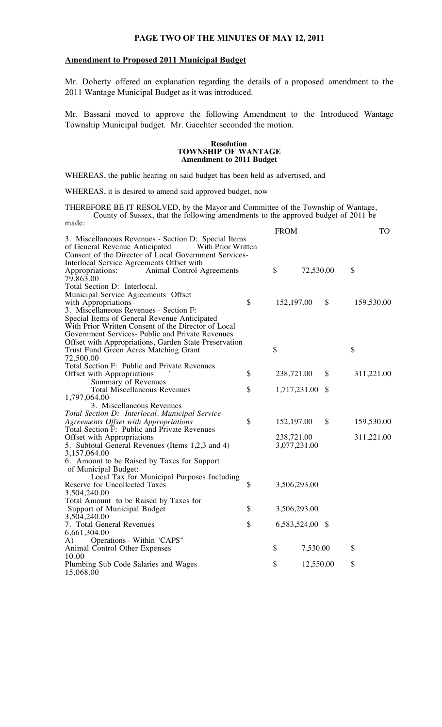## PAGE TWO OF THE MINUTES OF MAY 12, 2011

**Amendment to Proposed 2011 Municipal Budget**

Mr. Doherty offered an explanation regarding the details of a proposed amendment to the 2011 Wantage Municipal Budget as it was introduced.

Mr. Bassani moved to approve the following Amendment to the Introduced Wantage Township Municipal budget. Mr. Gaechter seconded the motion.

**Resolution**
**TOWNSHIP OF WANTAGE**
**Amendment to 2011 Budget**

WHEREAS, the public hearing on said budget has been held as advertised, and

WHEREAS, it is desired to amend said approved budget, now

THEREFORE BE IT RESOLVED, by the Mayor and Committee of the Township of Wantage, County of Sussex, that the following amendments to the approved budget of 2011 be made:

| | FROM | TO |
|---|---|---|
| 3. Miscellaneous Revenues - Section D: Special Items of General Revenue Anticipated With Prior Written Consent of the Director of Local Government Services- Interlocal Service Agreements Offset with Appropriations: Animal Control Agreements | $ 72,530.00 | $ 79,863.00 |
| Total Section D: Interlocal. Municipal Service Agreements Offset with Appropriations | $ 152,197.00 | $ 159,530.00 |
| 3. Miscellaneous Revenues - Section F: Special Items of General Revenue Anticipated With Prior Written Consent of the Director of Local Government Services- Public and Private Revenues Offset with Appropriations, Garden State Preservation Trust Fund Green Acres Matching Grant | $ | $ 72,500.00 |
| Total Section F: Public and Private Revenues Offset with Appropriations | $ 238,721.00 | $ 311,221.00 |
| Summary of Revenues | | |
| Total Miscellaneous Revenues | $ 1,717,231.00 | $ 1,797,064.00 |
| 3. Miscellaneous Revenues | | |
| *Total Section D: Interlocal. Municipal Service Agreements Offset with Appropriations* | $ 152,197.00 | $ 159,530.00 |
| Total Section F: Public and Private Revenues Offset with Appropriations | 238,721.00 | 311,221.00 |
| 5. Subtotal General Revenues (Items 1,2,3 and 4) | 3,077,231.00 | 3,157,064.00 |
| 6. Amount to be Raised by Taxes for Support of Municipal Budget: | | |
| Local Tax for Municipal Purposes Including Reserve for Uncollected Taxes | $ 3,506,293.00 | 3,504,240.00 |
| Total Amount to be Raised by Taxes for Support of Municipal Budget | $ 3,506,293.00 | 3,504,240.00 |
| 7. Total General Revenues | $ 6,583,524.00 | $ 6,661,304.00 |
| A) Operations - Within "CAPS" | | |
| Animal Control Other Expenses | $ 7,530.00 | $ 10.00 |
| Plumbing Sub Code Salaries and Wages | $ 12,550.00 | $ 15,068.00 |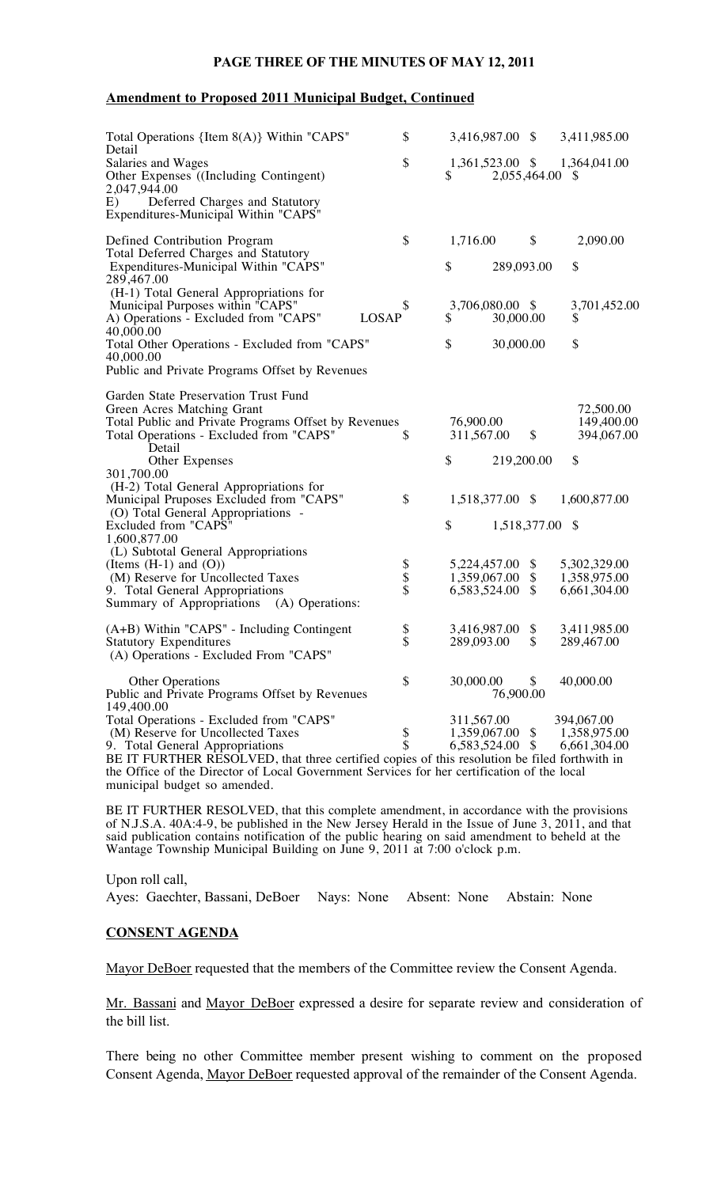**PAGE THREE OF THE MINUTES OF MAY 12, 2011**

**Amendment to Proposed 2011 Municipal Budget, Continued**

| | | | |
|---|---|---|---|
| Total Operations {Item 8(A)} Within "CAPS" | $ | 3,416,987.00 | $ 3,411,985.00 |
| Detail | | | |
| Salaries and Wages | $ | 1,361,523.00 | $ 1,364,041.00 |
| Other Expenses ((Including Contingent) | $ | 2,055,464.00 | $ 2,047,944.00 |
| E) Deferred Charges and Statutory Expenditures-Municipal Within "CAPS" | | | |
| Defined Contribution Program | $ | 1,716.00 | $ 2,090.00 |
| Total Deferred Charges and Statutory Expenditures-Municipal Within "CAPS" | $ | 289,093.00 | $ 289,467.00 |
| (H-1) Total General Appropriations for Municipal Purposes within "CAPS" | $ | 3,706,080.00 | $ 3,701,452.00 |
| A) Operations - Excluded from "CAPS" LOSAP | $ | 30,000.00 | $ 40,000.00 |
| Total Other Operations - Excluded from "CAPS" | $ | 30,000.00 | $ 40,000.00 |
| Public and Private Programs Offset by Revenues | | | |
| Garden State Preservation Trust Fund Green Acres Matching Grant | | | 72,500.00 |
| Total Public and Private Programs Offset by Revenues | | 76,900.00 | 149,400.00 |
| Total Operations - Excluded from "CAPS" | $ | 311,567.00 | $ 394,067.00 |
| Detail | | | |
| Other Expenses | $ | 219,200.00 | $ 301,700.00 |
| (H-2) Total General Appropriations for Municipal Pruposes Excluded from "CAPS" | $ | 1,518,377.00 | $ 1,600,877.00 |
| (O) Total General Appropriations - Excluded from "CAPS" | $ | 1,518,377.00 | $ 1,600,877.00 |
| (L) Subtotal General Appropriations (Items (H-1) and (O)) | $ | 5,224,457.00 | $ 5,302,329.00 |
| (M) Reserve for Uncollected Taxes | $ | 1,359,067.00 | $ 1,358,975.00 |
| 9. Total General Appropriations | $ | 6,583,524.00 | $ 6,661,304.00 |
| Summary of Appropriations (A) Operations: | | | |
| (A+B) Within "CAPS" - Including Contingent | $ | 3,416,987.00 | $ 3,411,985.00 |
| Statutory Expenditures | $ | 289,093.00 | $ 289,467.00 |
| (A) Operations - Excluded From "CAPS" | | | |
| Other Operations | $ | 30,000.00 | $ 40,000.00 |
| Public and Private Programs Offset by Revenues | | 76,900.00 | 149,400.00 |
| Total Operations - Excluded from "CAPS" | | 311,567.00 | 394,067.00 |
| (M) Reserve for Uncollected Taxes | $ | 1,359,067.00 | $ 1,358,975.00 |
| 9. Total General Appropriations | $ | 6,583,524.00 | $ 6,661,304.00 |

BE IT FURTHER RESOLVED, that three certified copies of this resolution be filed forthwith in the Office of the Director of Local Government Services for her certification of the local municipal budget so amended.

BE IT FURTHER RESOLVED, that this complete amendment, in accordance with the provisions of N.J.S.A. 40A:4-9, be published in the New Jersey Herald in the Issue of June 3, 2011, and that said publication contains notification of the public hearing on said amendment to beheld at the Wantage Township Municipal Building on June 9, 2011 at 7:00 o'clock p.m.

Upon roll call,
Ayes: Gaechter, Bassani, DeBoer Nays: None Absent: None Abstain: None

**CONSENT AGENDA**

Mayor DeBoer requested that the members of the Committee review the Consent Agenda.

Mr. Bassani and Mayor DeBoer expressed a desire for separate review and consideration of the bill list.

There being no other Committee member present wishing to comment on the proposed Consent Agenda, Mayor DeBoer requested approval of the remainder of the Consent Agenda.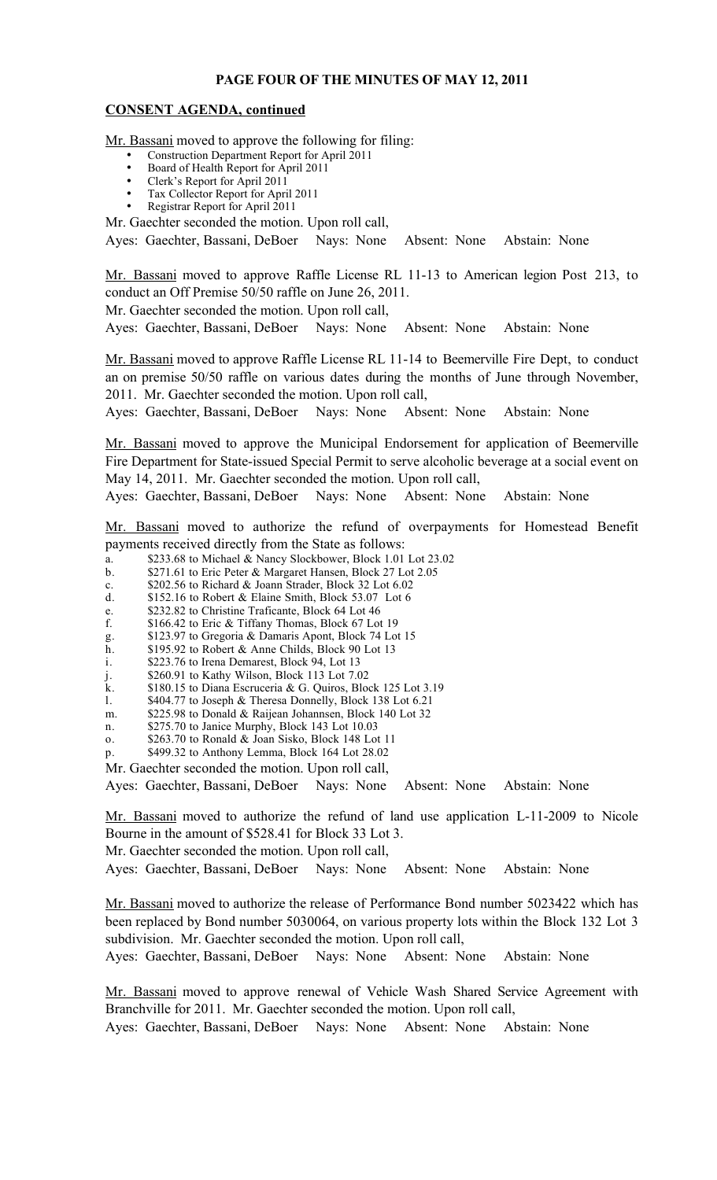**PAGE FOUR OF THE MINUTES OF MAY 12, 2011**

**CONSENT AGENDA, continued**

Mr. Bassani moved to approve the following for filing:

- Construction Department Report for April 2011
- Board of Health Report for April 2011
- Clerk's Report for April 2011
- Tax Collector Report for April 2011
- Registrar Report for April 2011

Mr. Gaechter seconded the motion. Upon roll call,

Ayes: Gaechter, Bassani, DeBoer Nays: None Absent: None Abstain: None

Mr. Bassani moved to approve Raffle License RL 11-13 to American legion Post 213, to conduct an Off Premise 50/50 raffle on June 26, 2011.

Mr. Gaechter seconded the motion. Upon roll call,

Ayes: Gaechter, Bassani, DeBoer Nays: None Absent: None Abstain: None

Mr. Bassani moved to approve Raffle License RL 11-14 to Beemerville Fire Dept, to conduct an on premise 50/50 raffle on various dates during the months of June through November, 2011. Mr. Gaechter seconded the motion. Upon roll call,

Ayes: Gaechter, Bassani, DeBoer Nays: None Absent: None Abstain: None

Mr. Bassani moved to approve the Municipal Endorsement for application of Beemerville Fire Department for State-issued Special Permit to serve alcoholic beverage at a social event on May 14, 2011. Mr. Gaechter seconded the motion. Upon roll call,

Ayes: Gaechter, Bassani, DeBoer Nays: None Absent: None Abstain: None

Mr. Bassani moved to authorize the refund of overpayments for Homestead Benefit payments received directly from the State as follows:

a. $233.68 to Michael & Nancy Slockbower, Block 1.01 Lot 23.02
b. $271.61 to Eric Peter & Margaret Hansen, Block 27 Lot 2.05
c. $202.56 to Richard & Joann Strader, Block 32 Lot 6.02
d. $152.16 to Robert & Elaine Smith, Block 53.07 Lot 6
e. $232.82 to Christine Traficante, Block 64 Lot 46
f. $166.42 to Eric & Tiffany Thomas, Block 67 Lot 19
g. $123.97 to Gregoria & Damaris Apont, Block 74 Lot 15
h. $195.92 to Robert & Anne Childs, Block 90 Lot 13
i. $223.76 to Irena Demarest, Block 94, Lot 13
j. $260.91 to Kathy Wilson, Block 113 Lot 7.02
k. $180.15 to Diana Escruceria & G. Quiros, Block 125 Lot 3.19
l. $404.77 to Joseph & Theresa Donnelly, Block 138 Lot 6.21
m. $225.98 to Donald & Raijean Johannsen, Block 140 Lot 32
n. $275.70 to Janice Murphy, Block 143 Lot 10.03
o. $263.70 to Ronald & Joan Sisko, Block 148 Lot 11
p. $499.32 to Anthony Lemma, Block 164 Lot 28.02

Mr. Gaechter seconded the motion. Upon roll call,

Ayes: Gaechter, Bassani, DeBoer Nays: None Absent: None Abstain: None

Mr. Bassani moved to authorize the refund of land use application L-11-2009 to Nicole Bourne in the amount of $528.41 for Block 33 Lot 3.

Mr. Gaechter seconded the motion. Upon roll call,

Ayes: Gaechter, Bassani, DeBoer Nays: None Absent: None Abstain: None

Mr. Bassani moved to authorize the release of Performance Bond number 5023422 which has been replaced by Bond number 5030064, on various property lots within the Block 132 Lot 3 subdivision. Mr. Gaechter seconded the motion. Upon roll call,

Ayes: Gaechter, Bassani, DeBoer Nays: None Absent: None Abstain: None

Mr. Bassani moved to approve renewal of Vehicle Wash Shared Service Agreement with Branchville for 2011. Mr. Gaechter seconded the motion. Upon roll call,

Ayes: Gaechter, Bassani, DeBoer Nays: None Absent: None Abstain: None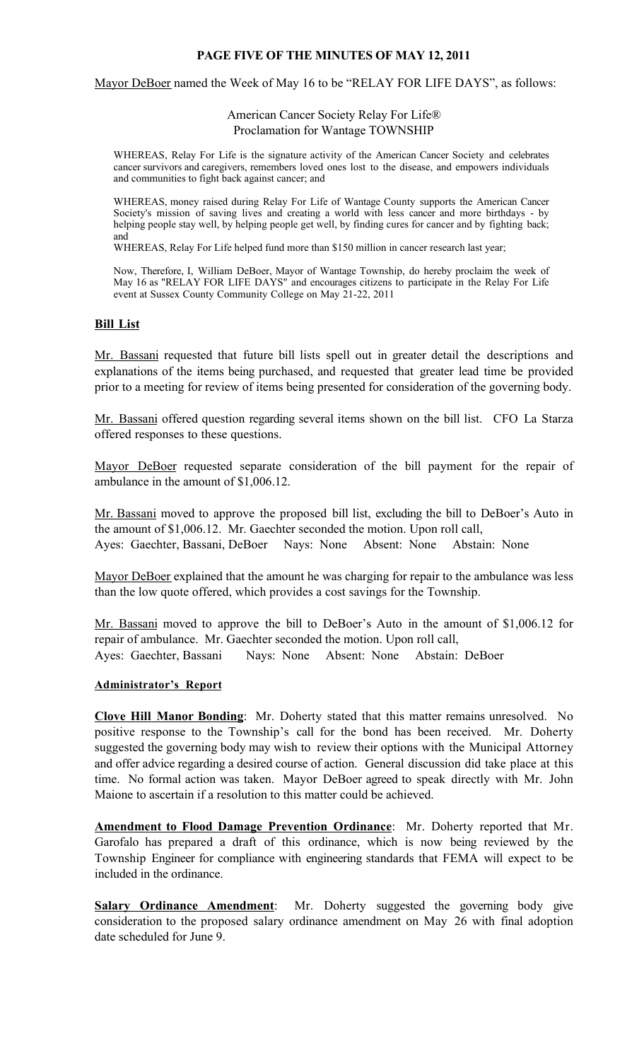Mayor DeBoer named the Week of May 16 to be "RELAY FOR LIFE DAYS", as follows:

American Cancer Society Relay For Life®
Proclamation for Wantage TOWNSHIP

WHEREAS, Relay For Life is the signature activity of the American Cancer Society and celebrates cancer survivors and caregivers, remembers loved ones lost to the disease, and empowers individuals and communities to fight back against cancer; and

WHEREAS, money raised during Relay For Life of Wantage County supports the American Cancer Society's mission of saving lives and creating a world with less cancer and more birthdays - by helping people stay well, by helping people get well, by finding cures for cancer and by fighting back; and

WHEREAS, Relay For Life helped fund more than $150 million in cancer research last year;

Now, Therefore, I, William DeBoer, Mayor of Wantage Township, do hereby proclaim the week of May 16 as "RELAY FOR LIFE DAYS" and encourages citizens to participate in the Relay For Life event at Sussex County Community College on May 21-22, 2011

**Bill List**

Mr. Bassani requested that future bill lists spell out in greater detail the descriptions and explanations of the items being purchased, and requested that greater lead time be provided prior to a meeting for review of items being presented for consideration of the governing body.

Mr. Bassani offered question regarding several items shown on the bill list. CFO La Starza offered responses to these questions.

Mayor DeBoer requested separate consideration of the bill payment for the repair of ambulance in the amount of $1,006.12.

Mr. Bassani moved to approve the proposed bill list, excluding the bill to DeBoer's Auto in the amount of $1,006.12. Mr. Gaechter seconded the motion. Upon roll call,
Ayes: Gaechter, Bassani, DeBoer Nays: None Absent: None Abstain: None

Mayor DeBoer explained that the amount he was charging for repair to the ambulance was less than the low quote offered, which provides a cost savings for the Township.

Mr. Bassani moved to approve the bill to DeBoer's Auto in the amount of $1,006.12 for repair of ambulance. Mr. Gaechter seconded the motion. Upon roll call,
Ayes: Gaechter, Bassani Nays: None Absent: None Abstain: DeBoer

**Administrator's Report**

**Clove Hill Manor Bonding**: Mr. Doherty stated that this matter remains unresolved. No positive response to the Township's call for the bond has been received. Mr. Doherty suggested the governing body may wish to review their options with the Municipal Attorney and offer advice regarding a desired course of action. General discussion did take place at this time. No formal action was taken. Mayor DeBoer agreed to speak directly with Mr. John Maione to ascertain if a resolution to this matter could be achieved.

**Amendment to Flood Damage Prevention Ordinance**: Mr. Doherty reported that Mr. Garofalo has prepared a draft of this ordinance, which is now being reviewed by the Township Engineer for compliance with engineering standards that FEMA will expect to be included in the ordinance.

**Salary Ordinance Amendment**: Mr. Doherty suggested the governing body give consideration to the proposed salary ordinance amendment on May 26 with final adoption date scheduled for June 9.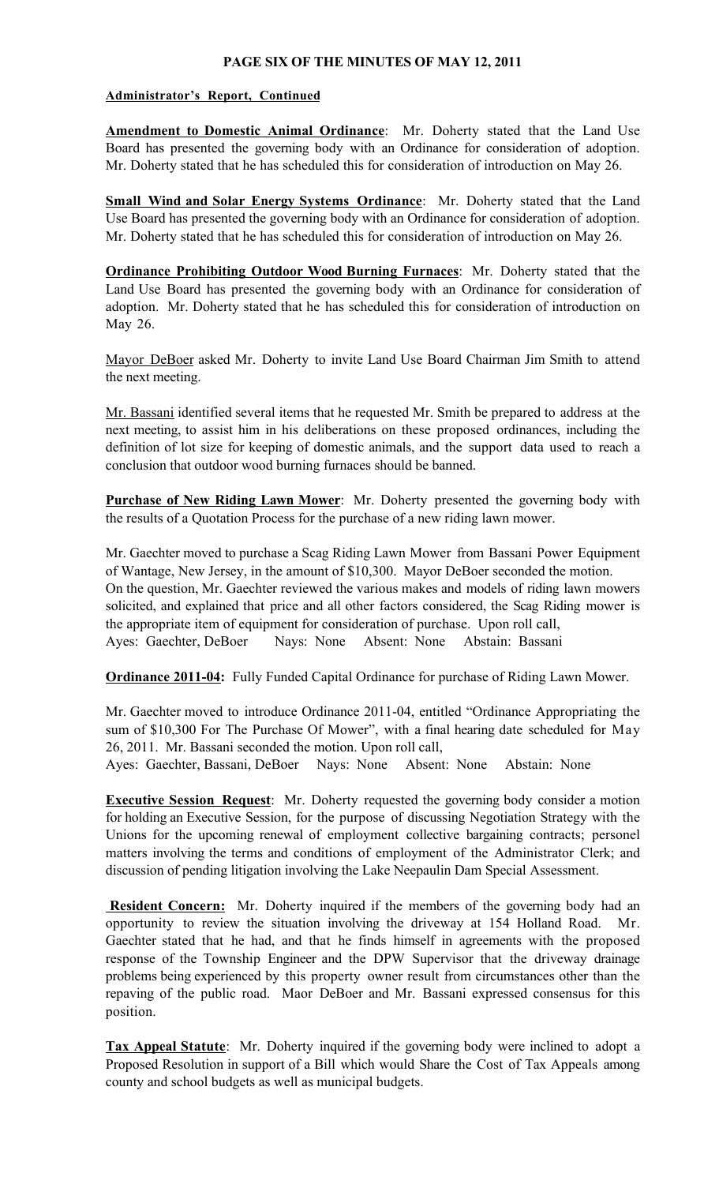**Administrator's Report, Continued**

**Amendment to Domestic Animal Ordinance**: Mr. Doherty stated that the Land Use Board has presented the governing body with an Ordinance for consideration of adoption. Mr. Doherty stated that he has scheduled this for consideration of introduction on May 26.

**Small Wind and Solar Energy Systems Ordinance**: Mr. Doherty stated that the Land Use Board has presented the governing body with an Ordinance for consideration of adoption. Mr. Doherty stated that he has scheduled this for consideration of introduction on May 26.

**Ordinance Prohibiting Outdoor Wood Burning Furnaces**: Mr. Doherty stated that the Land Use Board has presented the governing body with an Ordinance for consideration of adoption. Mr. Doherty stated that he has scheduled this for consideration of introduction on May 26.

Mayor DeBoer asked Mr. Doherty to invite Land Use Board Chairman Jim Smith to attend the next meeting.

Mr. Bassani identified several items that he requested Mr. Smith be prepared to address at the next meeting, to assist him in his deliberations on these proposed ordinances, including the definition of lot size for keeping of domestic animals, and the support data used to reach a conclusion that outdoor wood burning furnaces should be banned.

**Purchase of New Riding Lawn Mower**: Mr. Doherty presented the governing body with the results of a Quotation Process for the purchase of a new riding lawn mower.

Mr. Gaechter moved to purchase a Scag Riding Lawn Mower from Bassani Power Equipment of Wantage, New Jersey, in the amount of $10,300. Mayor DeBoer seconded the motion. On the question, Mr. Gaechter reviewed the various makes and models of riding lawn mowers solicited, and explained that price and all other factors considered, the Scag Riding mower is the appropriate item of equipment for consideration of purchase. Upon roll call,
Ayes: Gaechter, DeBoer Nays: None Absent: None Abstain: Bassani

**Ordinance 2011-04:** Fully Funded Capital Ordinance for purchase of Riding Lawn Mower.

Mr. Gaechter moved to introduce Ordinance 2011-04, entitled "Ordinance Appropriating the sum of $10,300 For The Purchase Of Mower", with a final hearing date scheduled for May 26, 2011. Mr. Bassani seconded the motion. Upon roll call,
Ayes: Gaechter, Bassani, DeBoer Nays: None Absent: None Abstain: None

**Executive Session Request**: Mr. Doherty requested the governing body consider a motion for holding an Executive Session, for the purpose of discussing Negotiation Strategy with the Unions for the upcoming renewal of employment collective bargaining contracts; personel matters involving the terms and conditions of employment of the Administrator Clerk; and discussion of pending litigation involving the Lake Neepaulin Dam Special Assessment.

**Resident Concern:** Mr. Doherty inquired if the members of the governing body had an opportunity to review the situation involving the driveway at 154 Holland Road. Mr. Gaechter stated that he had, and that he finds himself in agreements with the proposed response of the Township Engineer and the DPW Supervisor that the driveway drainage problems being experienced by this property owner result from circumstances other than the repaving of the public road. Maor DeBoer and Mr. Bassani expressed consensus for this position.

**Tax Appeal Statute**: Mr. Doherty inquired if the governing body were inclined to adopt a Proposed Resolution in support of a Bill which would Share the Cost of Tax Appeals among county and school budgets as well as municipal budgets.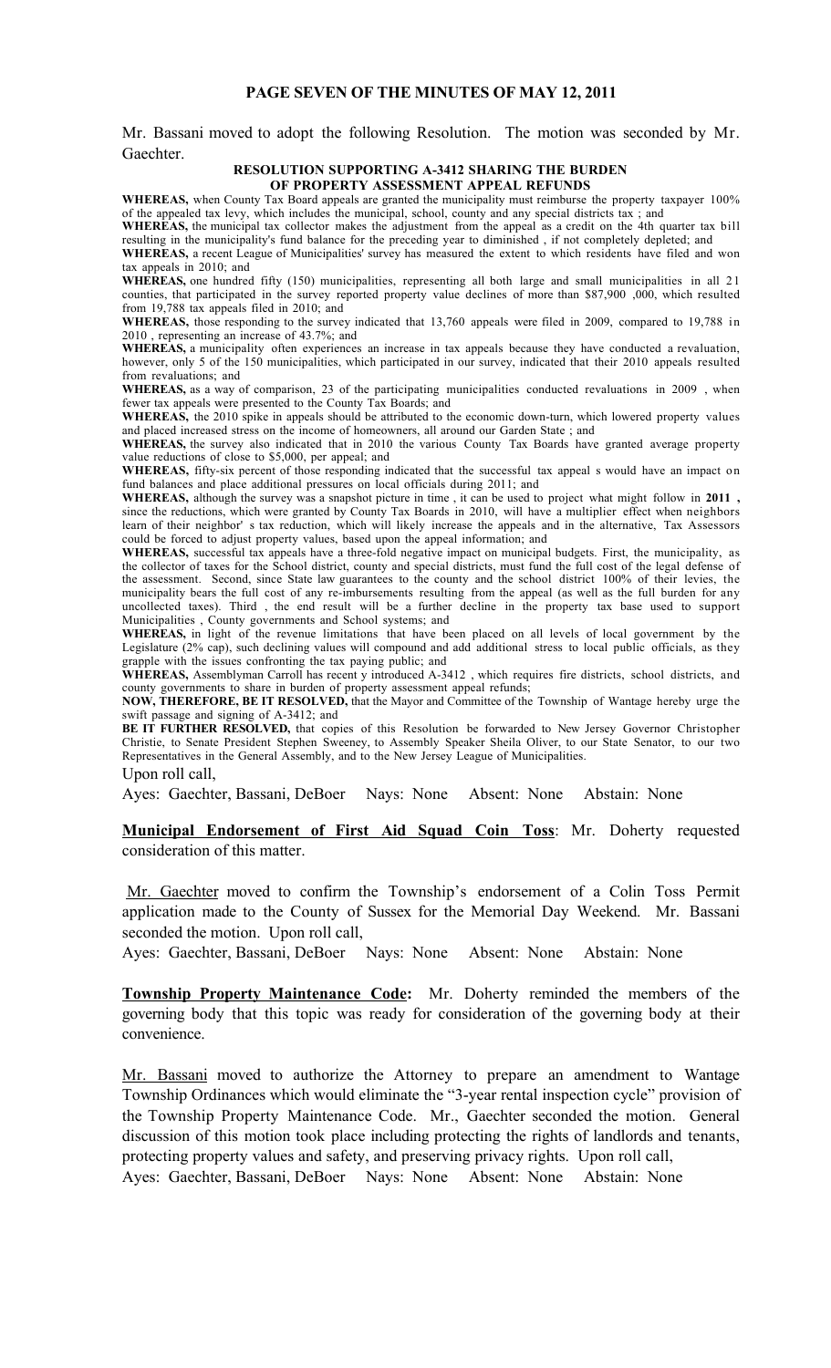**PAGE SEVEN OF THE MINUTES OF MAY 12, 2011**

Mr. Bassani moved to adopt the following Resolution. The motion was seconded by Mr. Gaechter.

**RESOLUTION SUPPORTING A-3412 SHARING THE BURDEN OF PROPERTY ASSESSMENT APPEAL REFUNDS**

**WHEREAS,** when County Tax Board appeals are granted the municipality must reimburse the property taxpayer 100% of the appealed tax levy, which includes the municipal, school, county and any special districts tax ; and

**WHEREAS,** the municipal tax collector makes the adjustment from the appeal as a credit on the 4th quarter tax bill resulting in the municipality's fund balance for the preceding year to diminished , if not completely depleted; and

**WHEREAS,** a recent League of Municipalities' survey has measured the extent to which residents have filed and won tax appeals in 2010; and

**WHEREAS,** one hundred fifty (150) municipalities, representing all both large and small municipalities in all 21 counties, that participated in the survey reported property value declines of more than $87,900 ,000, which resulted from 19,788 tax appeals filed in 2010; and

**WHEREAS,** those responding to the survey indicated that 13,760 appeals were filed in 2009, compared to 19,788 in 2010 , representing an increase of 43.7%; and

**WHEREAS,** a municipality often experiences an increase in tax appeals because they have conducted a revaluation, however, only 5 of the 150 municipalities, which participated in our survey, indicated that their 2010 appeals resulted from revaluations; and

**WHEREAS,** as a way of comparison, 23 of the participating municipalities conducted revaluations in 2009 , when fewer tax appeals were presented to the County Tax Boards; and

**WHEREAS,** the 2010 spike in appeals should be attributed to the economic down-turn, which lowered property values and placed increased stress on the income of homeowners, all around our Garden State ; and

**WHEREAS,** the survey also indicated that in 2010 the various County Tax Boards have granted average property value reductions of close to $5,000, per appeal; and

**WHEREAS,** fifty-six percent of those responding indicated that the successful tax appeal s would have an impact on fund balances and place additional pressures on local officials during 2011; and

**WHEREAS,** although the survey was a snapshot picture in time , it can be used to project what might follow in **2011 ,** since the reductions, which were granted by County Tax Boards in 2010, will have a multiplier effect when neighbors learn of their neighbor' s tax reduction, which will likely increase the appeals and in the alternative, Tax Assessors could be forced to adjust property values, based upon the appeal information; and

**WHEREAS,** successful tax appeals have a three-fold negative impact on municipal budgets. First, the municipality, as the collector of taxes for the School district, county and special districts, must fund the full cost of the legal defense of the assessment. Second, since State law guarantees to the county and the school district 100% of their levies, the municipality bears the full cost of any re-imbursements resulting from the appeal (as well as the full burden for any uncollected taxes). Third , the end result will be a further decline in the property tax base used to support Municipalities , County governments and School systems; and

**WHEREAS,** in light of the revenue limitations that have been placed on all levels of local government by the Legislature (2% cap), such declining values will compound and add additional stress to local public officials, as they grapple with the issues confronting the tax paying public; and

**WHEREAS,** Assemblyman Carroll has recent y introduced A-3412 , which requires fire districts, school districts, and county governments to share in burden of property assessment appeal refunds;

**NOW, THEREFORE, BE IT RESOLVED,** that the Mayor and Committee of the Township of Wantage hereby urge the swift passage and signing of A-3412; and

**BE IT FURTHER RESOLVED,** that copies of this Resolution be forwarded to New Jersey Governor Christopher Christie, to Senate President Stephen Sweeney, to Assembly Speaker Sheila Oliver, to our State Senator, to our two Representatives in the General Assembly, and to the New Jersey League of Municipalities.

Upon roll call,

Ayes: Gaechter, Bassani, DeBoer Nays: None Absent: None Abstain: None

**Municipal Endorsement of First Aid Squad Coin Toss**: Mr. Doherty requested consideration of this matter.

Mr. Gaechter moved to confirm the Township's endorsement of a Colin Toss Permit application made to the County of Sussex for the Memorial Day Weekend. Mr. Bassani seconded the motion. Upon roll call,

Ayes: Gaechter, Bassani, DeBoer Nays: None Absent: None Abstain: None

**Township Property Maintenance Code:** Mr. Doherty reminded the members of the governing body that this topic was ready for consideration of the governing body at their convenience.

Mr. Bassani moved to authorize the Attorney to prepare an amendment to Wantage Township Ordinances which would eliminate the "3-year rental inspection cycle" provision of the Township Property Maintenance Code. Mr., Gaechter seconded the motion. General discussion of this motion took place including protecting the rights of landlords and tenants, protecting property values and safety, and preserving privacy rights. Upon roll call,

Ayes: Gaechter, Bassani, DeBoer Nays: None Absent: None Abstain: None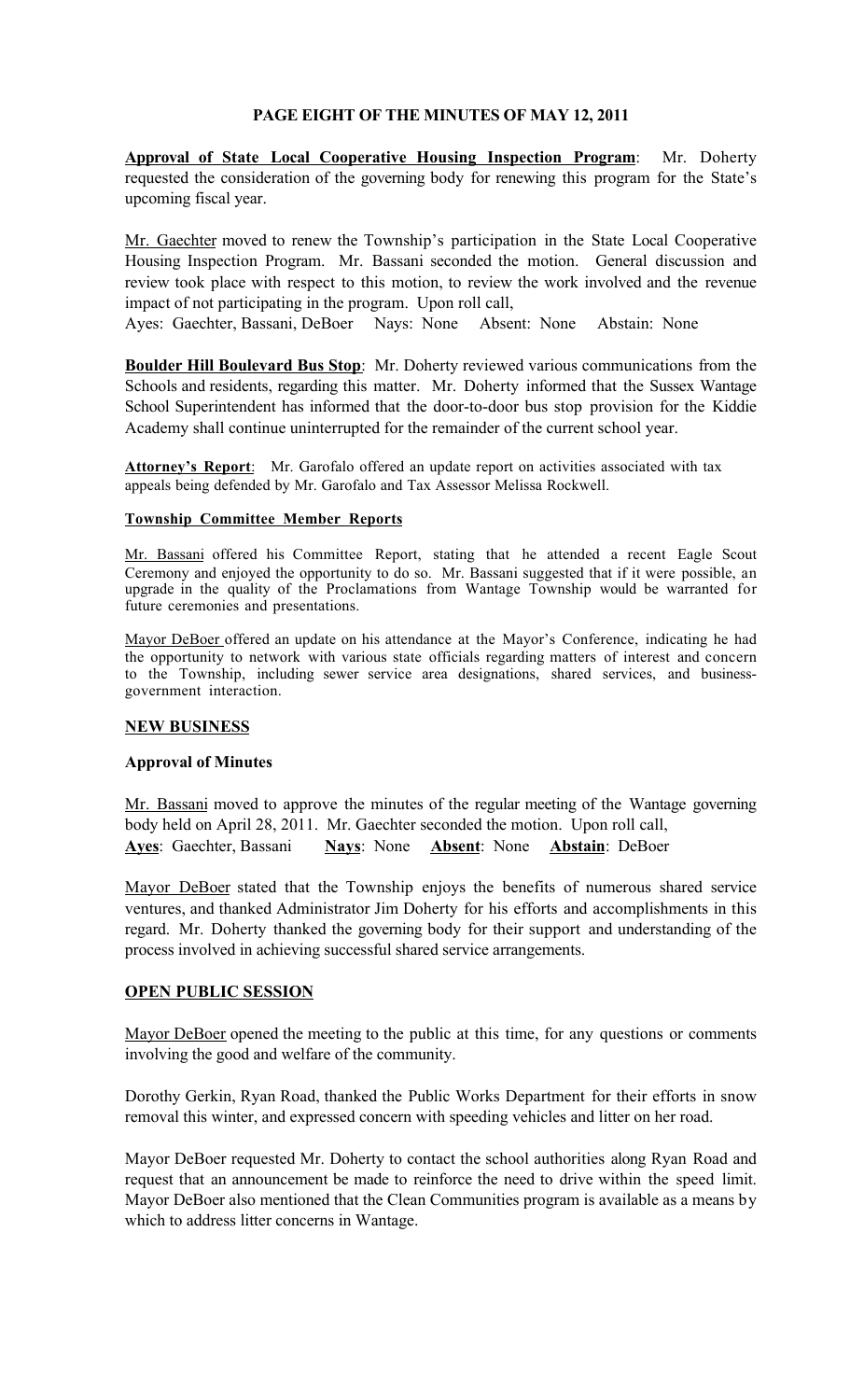**PAGE EIGHT OF THE MINUTES OF MAY 12, 2011**

**Approval of State Local Cooperative Housing Inspection Program**: Mr. Doherty requested the consideration of the governing body for renewing this program for the State's upcoming fiscal year.

Mr. Gaechter moved to renew the Township's participation in the State Local Cooperative Housing Inspection Program. Mr. Bassani seconded the motion. General discussion and review took place with respect to this motion, to review the work involved and the revenue impact of not participating in the program. Upon roll call,
Ayes: Gaechter, Bassani, DeBoer Nays: None Absent: None Abstain: None

**Boulder Hill Boulevard Bus Stop**: Mr. Doherty reviewed various communications from the Schools and residents, regarding this matter. Mr. Doherty informed that the Sussex Wantage School Superintendent has informed that the door-to-door bus stop provision for the Kiddie Academy shall continue uninterrupted for the remainder of the current school year.

**Attorney's Report**: Mr. Garofalo offered an update report on activities associated with tax appeals being defended by Mr. Garofalo and Tax Assessor Melissa Rockwell.

**Township Committee Member Reports**

Mr. Bassani offered his Committee Report, stating that he attended a recent Eagle Scout Ceremony and enjoyed the opportunity to do so. Mr. Bassani suggested that if it were possible, an upgrade in the quality of the Proclamations from Wantage Township would be warranted for future ceremonies and presentations.

Mayor DeBoer offered an update on his attendance at the Mayor's Conference, indicating he had the opportunity to network with various state officials regarding matters of interest and concern to the Township, including sewer service area designations, shared services, and business-government interaction.

**NEW BUSINESS**

**Approval of Minutes**

Mr. Bassani moved to approve the minutes of the regular meeting of the Wantage governing body held on April 28, 2011. Mr. Gaechter seconded the motion. Upon roll call,
**Ayes**: Gaechter, Bassani **Nays**: None **Absent**: None **Abstain**: DeBoer

Mayor DeBoer stated that the Township enjoys the benefits of numerous shared service ventures, and thanked Administrator Jim Doherty for his efforts and accomplishments in this regard. Mr. Doherty thanked the governing body for their support and understanding of the process involved in achieving successful shared service arrangements.

**OPEN PUBLIC SESSION**

Mayor DeBoer opened the meeting to the public at this time, for any questions or comments involving the good and welfare of the community.

Dorothy Gerkin, Ryan Road, thanked the Public Works Department for their efforts in snow removal this winter, and expressed concern with speeding vehicles and litter on her road.

Mayor DeBoer requested Mr. Doherty to contact the school authorities along Ryan Road and request that an announcement be made to reinforce the need to drive within the speed limit. Mayor DeBoer also mentioned that the Clean Communities program is available as a means by which to address litter concerns in Wantage.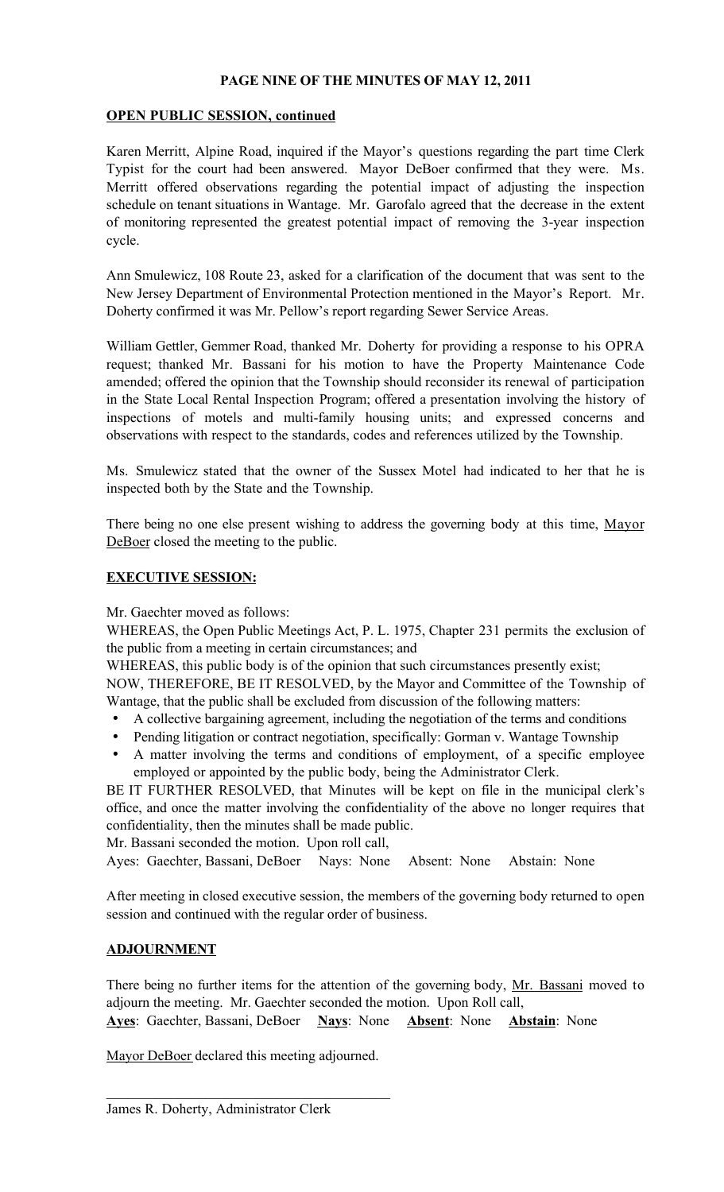**PAGE NINE OF THE MINUTES OF MAY 12, 2011**

**OPEN PUBLIC SESSION, continued**

Karen Merritt, Alpine Road, inquired if the Mayor's questions regarding the part time Clerk Typist for the court had been answered. Mayor DeBoer confirmed that they were. Ms. Merritt offered observations regarding the potential impact of adjusting the inspection schedule on tenant situations in Wantage. Mr. Garofalo agreed that the decrease in the extent of monitoring represented the greatest potential impact of removing the 3-year inspection cycle.

Ann Smulewicz, 108 Route 23, asked for a clarification of the document that was sent to the New Jersey Department of Environmental Protection mentioned in the Mayor's Report. Mr. Doherty confirmed it was Mr. Pellow's report regarding Sewer Service Areas.

William Gettler, Gemmer Road, thanked Mr. Doherty for providing a response to his OPRA request; thanked Mr. Bassani for his motion to have the Property Maintenance Code amended; offered the opinion that the Township should reconsider its renewal of participation in the State Local Rental Inspection Program; offered a presentation involving the history of inspections of motels and multi-family housing units; and expressed concerns and observations with respect to the standards, codes and references utilized by the Township.

Ms. Smulewicz stated that the owner of the Sussex Motel had indicated to her that he is inspected both by the State and the Township.

There being no one else present wishing to address the governing body at this time, Mayor DeBoer closed the meeting to the public.

**EXECUTIVE SESSION:**

Mr. Gaechter moved as follows:

WHEREAS, the Open Public Meetings Act, P. L. 1975, Chapter 231 permits the exclusion of the public from a meeting in certain circumstances; and

WHEREAS, this public body is of the opinion that such circumstances presently exist;

NOW, THEREFORE, BE IT RESOLVED, by the Mayor and Committee of the Township of Wantage, that the public shall be excluded from discussion of the following matters:

- A collective bargaining agreement, including the negotiation of the terms and conditions
- Pending litigation or contract negotiation, specifically: Gorman v. Wantage Township
- A matter involving the terms and conditions of employment, of a specific employee employed or appointed by the public body, being the Administrator Clerk.

BE IT FURTHER RESOLVED, that Minutes will be kept on file in the municipal clerk's office, and once the matter involving the confidentiality of the above no longer requires that confidentiality, then the minutes shall be made public.

Mr. Bassani seconded the motion. Upon roll call,

Ayes: Gaechter, Bassani, DeBoer    Nays: None    Absent: None    Abstain: None

After meeting in closed executive session, the members of the governing body returned to open session and continued with the regular order of business.

**ADJOURNMENT**

There being no further items for the attention of the governing body, Mr. Bassani moved to adjourn the meeting. Mr. Gaechter seconded the motion. Upon Roll call,

**Ayes**: Gaechter, Bassani, DeBoer    **Nays**: None    **Absent**: None    **Abstain**: None

Mayor DeBoer declared this meeting adjourned.

\_\_\_\_\_\_\_\_\_\_\_\_\_\_\_\_\_\_\_\_\_\_\_\_\_\_\_\_\_\_\_\_\_\_\_\_\_\_

James R. Doherty, Administrator Clerk